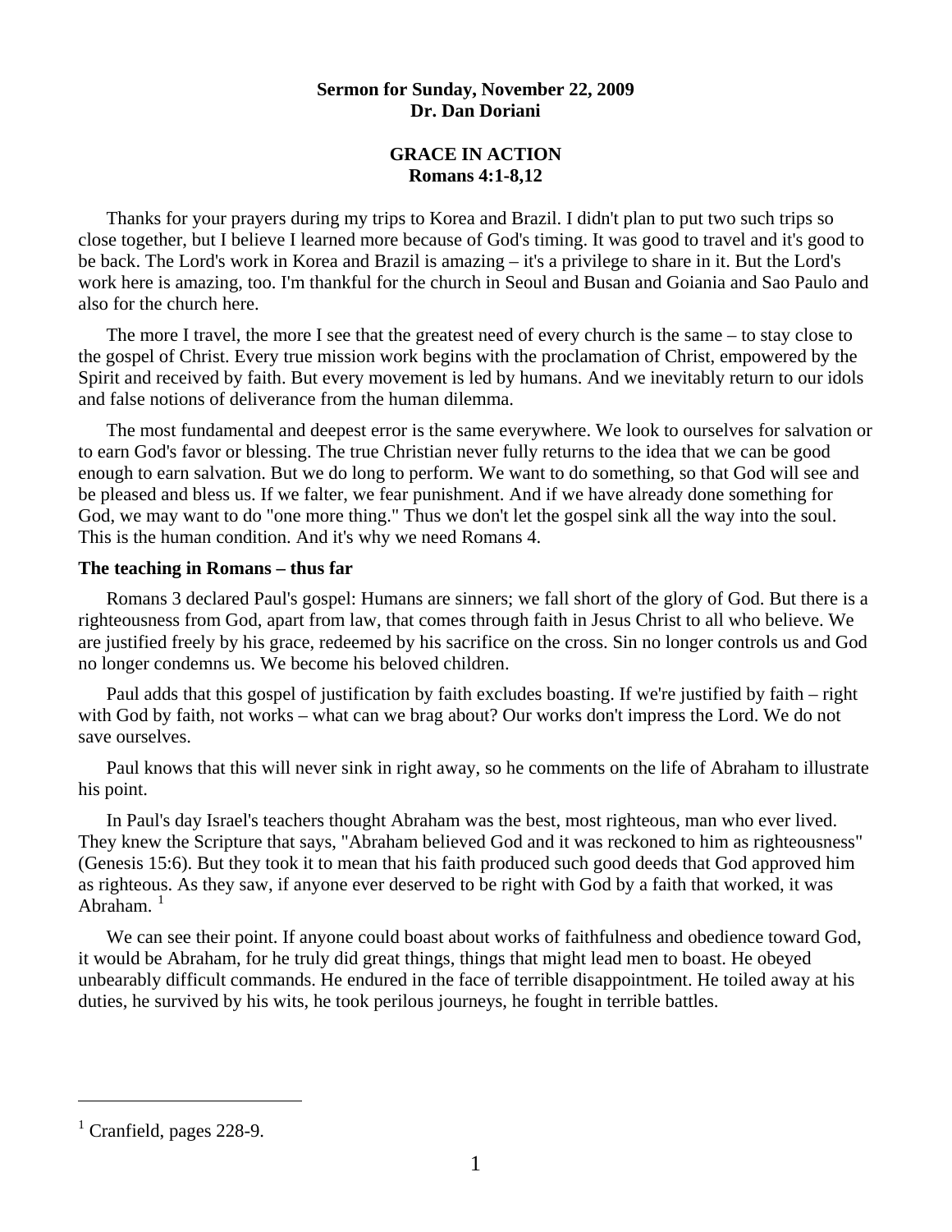**Sermon for Sunday, November 22, 2009**
**Dr. Dan Doriani**

# GRACE IN ACTION
## Romans 4:1-8,12

Thanks for your prayers during my trips to Korea and Brazil. I didn't plan to put two such trips so close together, but I believe I learned more because of God's timing. It was good to travel and it's good to be back. The Lord's work in Korea and Brazil is amazing – it's a privilege to share in it. But the Lord's work here is amazing, too. I'm thankful for the church in Seoul and Busan and Goiania and Sao Paulo and also for the church here.

The more I travel, the more I see that the greatest need of every church is the same – to stay close to the gospel of Christ. Every true mission work begins with the proclamation of Christ, empowered by the Spirit and received by faith. But every movement is led by humans. And we inevitably return to our idols and false notions of deliverance from the human dilemma.

The most fundamental and deepest error is the same everywhere. We look to ourselves for salvation or to earn God's favor or blessing. The true Christian never fully returns to the idea that we can be good enough to earn salvation. But we do long to perform. We want to do something, so that God will see and be pleased and bless us. If we falter, we fear punishment. And if we have already done something for God, we may want to do "one more thing." Thus we don't let the gospel sink all the way into the soul. This is the human condition. And it's why we need Romans 4.

### The teaching in Romans – thus far

Romans 3 declared Paul's gospel: Humans are sinners; we fall short of the glory of God. But there is a righteousness from God, apart from law, that comes through faith in Jesus Christ to all who believe. We are justified freely by his grace, redeemed by his sacrifice on the cross. Sin no longer controls us and God no longer condemns us. We become his beloved children.

Paul adds that this gospel of justification by faith excludes boasting. If we're justified by faith – right with God by faith, not works – what can we brag about? Our works don't impress the Lord. We do not save ourselves.

Paul knows that this will never sink in right away, so he comments on the life of Abraham to illustrate his point.

In Paul's day Israel's teachers thought Abraham was the best, most righteous, man who ever lived. They knew the Scripture that says, "Abraham believed God and it was reckoned to him as righteousness" (Genesis 15:6). But they took it to mean that his faith produced such good deeds that God approved him as righteous. As they saw, if anyone ever deserved to be right with God by a faith that worked, it was Abraham. [1]

We can see their point. If anyone could boast about works of faithfulness and obedience toward God, it would be Abraham, for he truly did great things, things that might lead men to boast. He obeyed unbearably difficult commands. He endured in the face of terrible disappointment. He toiled away at his duties, he survived by his wits, he took perilous journeys, he fought in terrible battles.

---

[1] Cranfield, pages 228-9.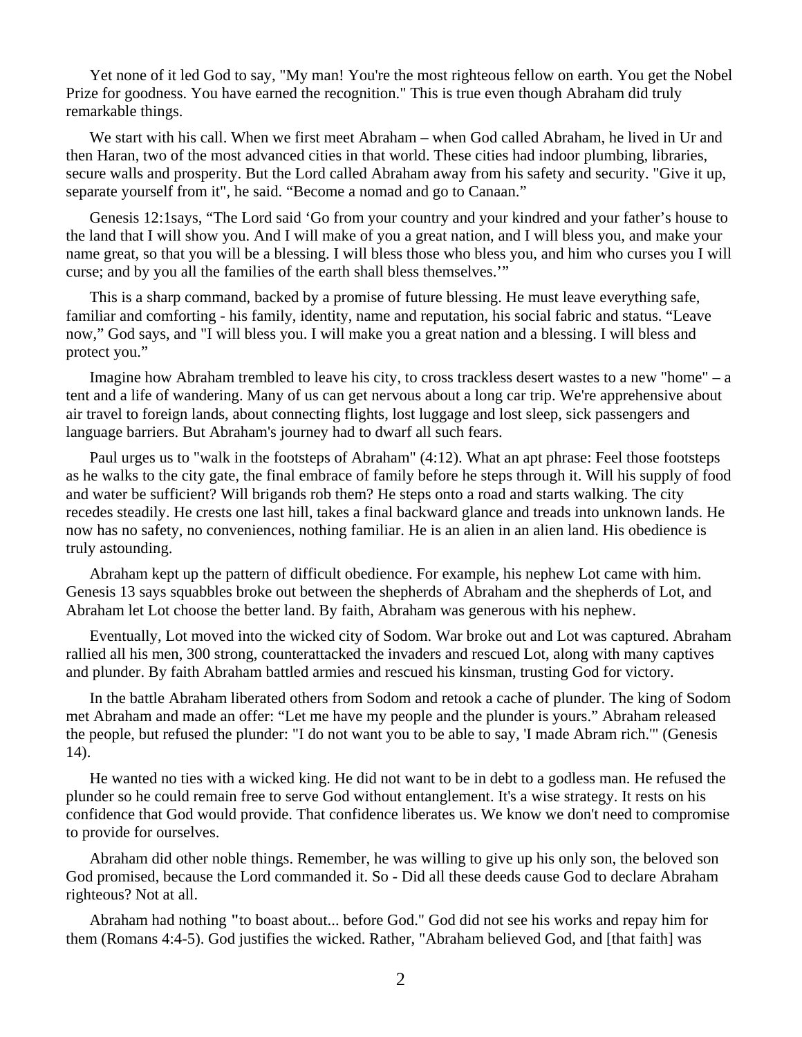Yet none of it led God to say, "My man! You're the most righteous fellow on earth. You get the Nobel Prize for goodness. You have earned the recognition." This is true even though Abraham did truly remarkable things.

We start with his call. When we first meet Abraham – when God called Abraham, he lived in Ur and then Haran, two of the most advanced cities in that world. These cities had indoor plumbing, libraries, secure walls and prosperity. But the Lord called Abraham away from his safety and security. "Give it up, separate yourself from it", he said. "Become a nomad and go to Canaan."

Genesis 12:1says, "The Lord said 'Go from your country and your kindred and your father's house to the land that I will show you. And I will make of you a great nation, and I will bless you, and make your name great, so that you will be a blessing. I will bless those who bless you, and him who curses you I will curse; and by you all the families of the earth shall bless themselves.'"

This is a sharp command, backed by a promise of future blessing. He must leave everything safe, familiar and comforting - his family, identity, name and reputation, his social fabric and status. "Leave now," God says, and "I will bless you. I will make you a great nation and a blessing. I will bless and protect you."

Imagine how Abraham trembled to leave his city, to cross trackless desert wastes to a new "home" – a tent and a life of wandering. Many of us can get nervous about a long car trip. We're apprehensive about air travel to foreign lands, about connecting flights, lost luggage and lost sleep, sick passengers and language barriers. But Abraham's journey had to dwarf all such fears.

Paul urges us to "walk in the footsteps of Abraham" (4:12). What an apt phrase: Feel those footsteps as he walks to the city gate, the final embrace of family before he steps through it. Will his supply of food and water be sufficient? Will brigands rob them? He steps onto a road and starts walking. The city recedes steadily. He crests one last hill, takes a final backward glance and treads into unknown lands. He now has no safety, no conveniences, nothing familiar. He is an alien in an alien land. His obedience is truly astounding.

Abraham kept up the pattern of difficult obedience. For example, his nephew Lot came with him. Genesis 13 says squabbles broke out between the shepherds of Abraham and the shepherds of Lot, and Abraham let Lot choose the better land. By faith, Abraham was generous with his nephew.

Eventually, Lot moved into the wicked city of Sodom. War broke out and Lot was captured. Abraham rallied all his men, 300 strong, counterattacked the invaders and rescued Lot, along with many captives and plunder. By faith Abraham battled armies and rescued his kinsman, trusting God for victory.

In the battle Abraham liberated others from Sodom and retook a cache of plunder. The king of Sodom met Abraham and made an offer: "Let me have my people and the plunder is yours." Abraham released the people, but refused the plunder: "I do not want you to be able to say, 'I made Abram rich.'" (Genesis 14).

He wanted no ties with a wicked king. He did not want to be in debt to a godless man. He refused the plunder so he could remain free to serve God without entanglement. It's a wise strategy. It rests on his confidence that God would provide. That confidence liberates us. We know we don't need to compromise to provide for ourselves.

Abraham did other noble things. Remember, he was willing to give up his only son, the beloved son God promised, because the Lord commanded it. So - Did all these deeds cause God to declare Abraham righteous? Not at all.

Abraham had nothing "to boast about... before God." God did not see his works and repay him for them (Romans 4:4-5). God justifies the wicked. Rather, "Abraham believed God, and [that faith] was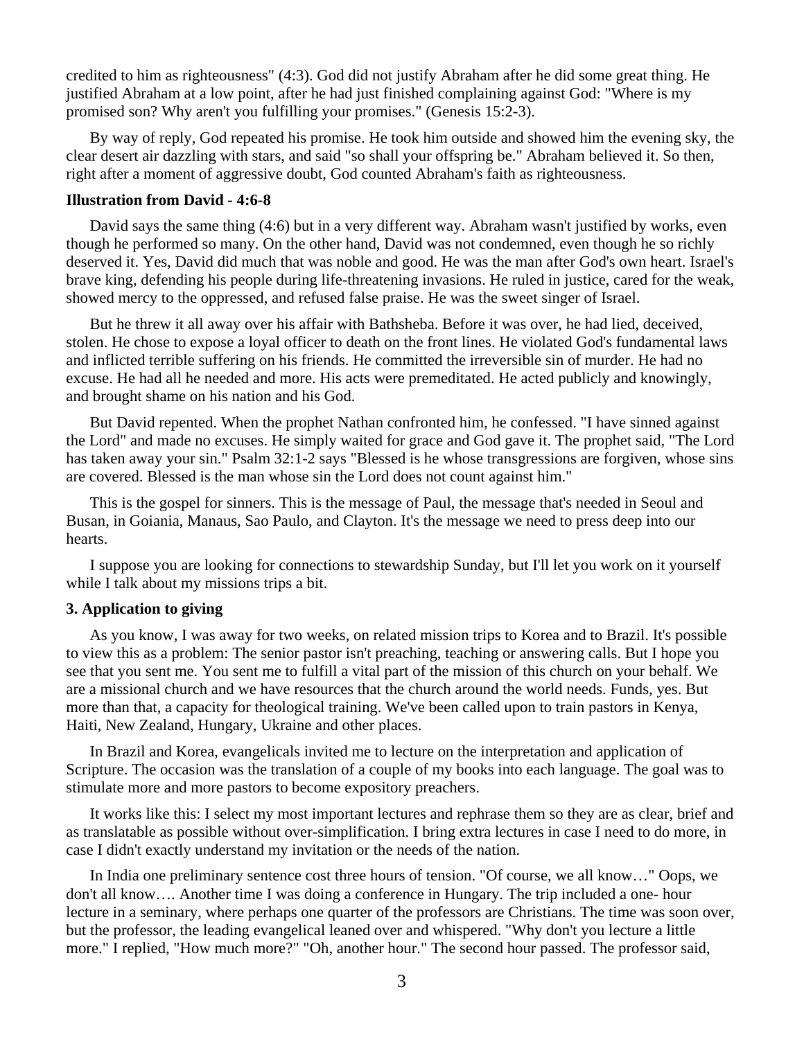credited to him as righteousness" (4:3). God did not justify Abraham after he did some great thing. He justified Abraham at a low point, after he had just finished complaining against God: "Where is my promised son? Why aren't you fulfilling your promises." (Genesis 15:2-3).

By way of reply, God repeated his promise. He took him outside and showed him the evening sky, the clear desert air dazzling with stars, and said "so shall your offspring be." Abraham believed it. So then, right after a moment of aggressive doubt, God counted Abraham's faith as righteousness.

**Illustration from David - 4:6-8**

David says the same thing (4:6) but in a very different way. Abraham wasn't justified by works, even though he performed so many. On the other hand, David was not condemned, even though he so richly deserved it. Yes, David did much that was noble and good. He was the man after God's own heart. Israel's brave king, defending his people during life-threatening invasions. He ruled in justice, cared for the weak, showed mercy to the oppressed, and refused false praise. He was the sweet singer of Israel.

But he threw it all away over his affair with Bathsheba. Before it was over, he had lied, deceived, stolen. He chose to expose a loyal officer to death on the front lines. He violated God's fundamental laws and inflicted terrible suffering on his friends. He committed the irreversible sin of murder. He had no excuse. He had all he needed and more. His acts were premeditated. He acted publicly and knowingly, and brought shame on his nation and his God.

But David repented. When the prophet Nathan confronted him, he confessed. "I have sinned against the Lord" and made no excuses. He simply waited for grace and God gave it. The prophet said, "The Lord has taken away your sin." Psalm 32:1-2 says "Blessed is he whose transgressions are forgiven, whose sins are covered. Blessed is the man whose sin the Lord does not count against him."

This is the gospel for sinners. This is the message of Paul, the message that's needed in Seoul and Busan, in Goiania, Manaus, Sao Paulo, and Clayton. It's the message we need to press deep into our hearts.

I suppose you are looking for connections to stewardship Sunday, but I'll let you work on it yourself while I talk about my missions trips a bit.

**3. Application to giving**

As you know, I was away for two weeks, on related mission trips to Korea and to Brazil. It's possible to view this as a problem: The senior pastor isn't preaching, teaching or answering calls. But I hope you see that you sent me. You sent me to fulfill a vital part of the mission of this church on your behalf. We are a missional church and we have resources that the church around the world needs. Funds, yes. But more than that, a capacity for theological training. We've been called upon to train pastors in Kenya, Haiti, New Zealand, Hungary, Ukraine and other places.

In Brazil and Korea, evangelicals invited me to lecture on the interpretation and application of Scripture. The occasion was the translation of a couple of my books into each language. The goal was to stimulate more and more pastors to become expository preachers.

It works like this: I select my most important lectures and rephrase them so they are as clear, brief and as translatable as possible without over-simplification. I bring extra lectures in case I need to do more, in case I didn't exactly understand my invitation or the needs of the nation.

In India one preliminary sentence cost three hours of tension. "Of course, we all know…" Oops, we don't all know…. Another time I was doing a conference in Hungary. The trip included a one- hour lecture in a seminary, where perhaps one quarter of the professors are Christians. The time was soon over, but the professor, the leading evangelical leaned over and whispered. "Why don't you lecture a little more." I replied, "How much more?" "Oh, another hour." The second hour passed. The professor said,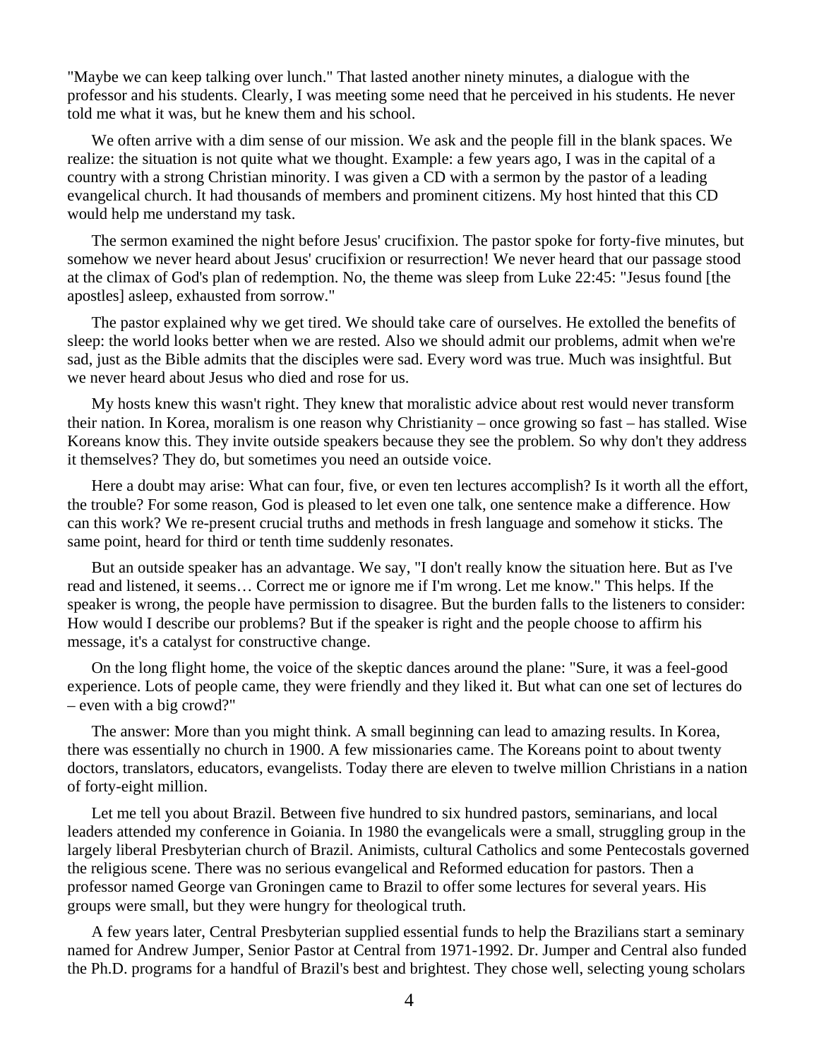"Maybe we can keep talking over lunch." That lasted another ninety minutes, a dialogue with the professor and his students. Clearly, I was meeting some need that he perceived in his students. He never told me what it was, but he knew them and his school.

We often arrive with a dim sense of our mission. We ask and the people fill in the blank spaces. We realize: the situation is not quite what we thought. Example: a few years ago, I was in the capital of a country with a strong Christian minority. I was given a CD with a sermon by the pastor of a leading evangelical church. It had thousands of members and prominent citizens. My host hinted that this CD would help me understand my task.

The sermon examined the night before Jesus' crucifixion. The pastor spoke for forty-five minutes, but somehow we never heard about Jesus' crucifixion or resurrection! We never heard that our passage stood at the climax of God's plan of redemption. No, the theme was sleep from Luke 22:45: "Jesus found [the apostles] asleep, exhausted from sorrow."

The pastor explained why we get tired. We should take care of ourselves. He extolled the benefits of sleep: the world looks better when we are rested. Also we should admit our problems, admit when we're sad, just as the Bible admits that the disciples were sad. Every word was true. Much was insightful. But we never heard about Jesus who died and rose for us.

My hosts knew this wasn't right. They knew that moralistic advice about rest would never transform their nation. In Korea, moralism is one reason why Christianity – once growing so fast – has stalled. Wise Koreans know this. They invite outside speakers because they see the problem. So why don't they address it themselves? They do, but sometimes you need an outside voice.

Here a doubt may arise: What can four, five, or even ten lectures accomplish? Is it worth all the effort, the trouble? For some reason, God is pleased to let even one talk, one sentence make a difference. How can this work? We re-present crucial truths and methods in fresh language and somehow it sticks. The same point, heard for third or tenth time suddenly resonates.

But an outside speaker has an advantage. We say, "I don't really know the situation here. But as I've read and listened, it seems… Correct me or ignore me if I'm wrong. Let me know." This helps. If the speaker is wrong, the people have permission to disagree. But the burden falls to the listeners to consider: How would I describe our problems? But if the speaker is right and the people choose to affirm his message, it's a catalyst for constructive change.

On the long flight home, the voice of the skeptic dances around the plane: "Sure, it was a feel-good experience. Lots of people came, they were friendly and they liked it. But what can one set of lectures do – even with a big crowd?"

The answer: More than you might think. A small beginning can lead to amazing results. In Korea, there was essentially no church in 1900. A few missionaries came. The Koreans point to about twenty doctors, translators, educators, evangelists. Today there are eleven to twelve million Christians in a nation of forty-eight million.

Let me tell you about Brazil. Between five hundred to six hundred pastors, seminarians, and local leaders attended my conference in Goiania. In 1980 the evangelicals were a small, struggling group in the largely liberal Presbyterian church of Brazil. Animists, cultural Catholics and some Pentecostals governed the religious scene. There was no serious evangelical and Reformed education for pastors. Then a professor named George van Groningen came to Brazil to offer some lectures for several years. His groups were small, but they were hungry for theological truth.

A few years later, Central Presbyterian supplied essential funds to help the Brazilians start a seminary named for Andrew Jumper, Senior Pastor at Central from 1971-1992. Dr. Jumper and Central also funded the Ph.D. programs for a handful of Brazil's best and brightest. They chose well, selecting young scholars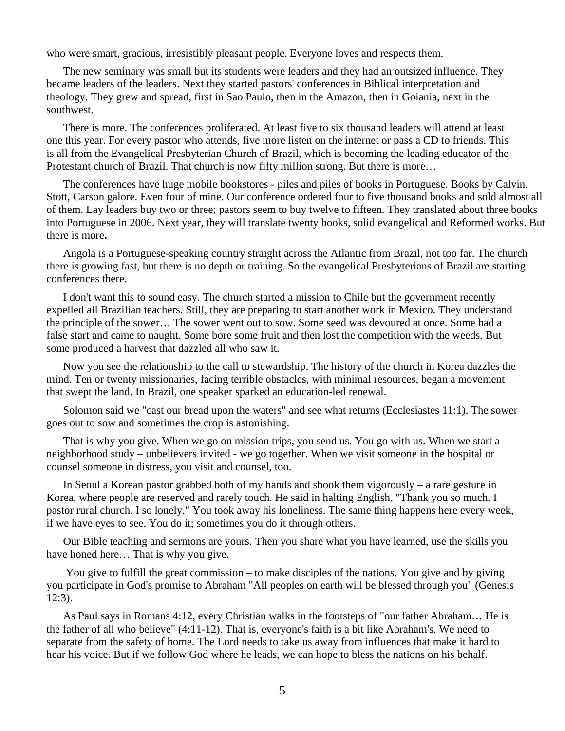who were smart, gracious, irresistibly pleasant people. Everyone loves and respects them.

The new seminary was small but its students were leaders and they had an outsized influence. They became leaders of the leaders. Next they started pastors' conferences in Biblical interpretation and theology. They grew and spread, first in Sao Paulo, then in the Amazon, then in Goiania, next in the southwest.

There is more. The conferences proliferated. At least five to six thousand leaders will attend at least one this year. For every pastor who attends, five more listen on the internet or pass a CD to friends. This is all from the Evangelical Presbyterian Church of Brazil, which is becoming the leading educator of the Protestant church of Brazil. That church is now fifty million strong. But there is more…

The conferences have huge mobile bookstores - piles and piles of books in Portuguese. Books by Calvin, Stott, Carson galore. Even four of mine. Our conference ordered four to five thousand books and sold almost all of them. Lay leaders buy two or three; pastors seem to buy twelve to fifteen. They translated about three books into Portuguese in 2006. Next year, they will translate twenty books, solid evangelical and Reformed works. But there is more**.**

Angola is a Portuguese-speaking country straight across the Atlantic from Brazil, not too far. The church there is growing fast, but there is no depth or training. So the evangelical Presbyterians of Brazil are starting conferences there.

I don't want this to sound easy. The church started a mission to Chile but the government recently expelled all Brazilian teachers. Still, they are preparing to start another work in Mexico. They understand the principle of the sower… The sower went out to sow. Some seed was devoured at once. Some had a false start and came to naught. Some bore some fruit and then lost the competition with the weeds. But some produced a harvest that dazzled all who saw it.

Now you see the relationship to the call to stewardship. The history of the church in Korea dazzles the mind. Ten or twenty missionaries, facing terrible obstacles, with minimal resources, began a movement that swept the land. In Brazil, one speaker sparked an education-led renewal.

Solomon said we "cast our bread upon the waters" and see what returns (Ecclesiastes 11:1). The sower goes out to sow and sometimes the crop is astonishing.

That is why you give. When we go on mission trips, you send us. You go with us. When we start a neighborhood study – unbelievers invited - we go together. When we visit someone in the hospital or counsel someone in distress, you visit and counsel, too.

In Seoul a Korean pastor grabbed both of my hands and shook them vigorously – a rare gesture in Korea, where people are reserved and rarely touch. He said in halting English, "Thank you so much. I pastor rural church. I so lonely." You took away his loneliness. The same thing happens here every week, if we have eyes to see. You do it; sometimes you do it through others.

Our Bible teaching and sermons are yours. Then you share what you have learned, use the skills you have honed here… That is why you give.

You give to fulfill the great commission – to make disciples of the nations. You give and by giving you participate in God's promise to Abraham "All peoples on earth will be blessed through you" (Genesis 12:3).

As Paul says in Romans 4:12, every Christian walks in the footsteps of "our father Abraham… He is the father of all who believe" (4:11-12). That is, everyone's faith is a bit like Abraham's. We need to separate from the safety of home. The Lord needs to take us away from influences that make it hard to hear his voice. But if we follow God where he leads, we can hope to bless the nations on his behalf.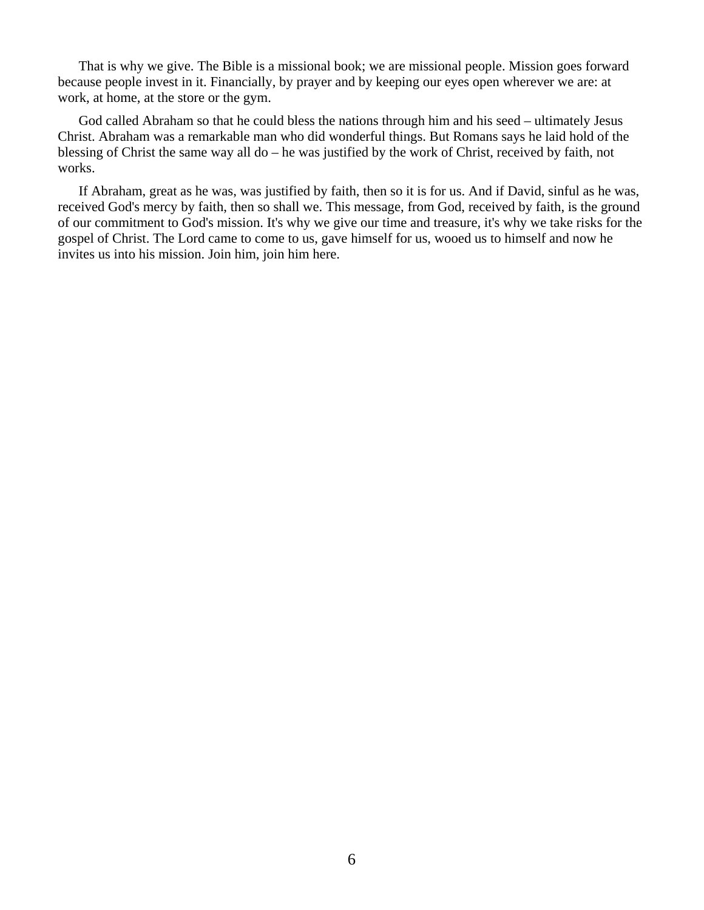That is why we give. The Bible is a missional book; we are missional people. Mission goes forward because people invest in it. Financially, by prayer and by keeping our eyes open wherever we are: at work, at home, at the store or the gym.

God called Abraham so that he could bless the nations through him and his seed – ultimately Jesus Christ. Abraham was a remarkable man who did wonderful things. But Romans says he laid hold of the blessing of Christ the same way all do – he was justified by the work of Christ, received by faith, not works.

If Abraham, great as he was, was justified by faith, then so it is for us. And if David, sinful as he was, received God's mercy by faith, then so shall we. This message, from God, received by faith, is the ground of our commitment to God's mission. It's why we give our time and treasure, it's why we take risks for the gospel of Christ. The Lord came to come to us, gave himself for us, wooed us to himself and now he invites us into his mission. Join him, join him here.